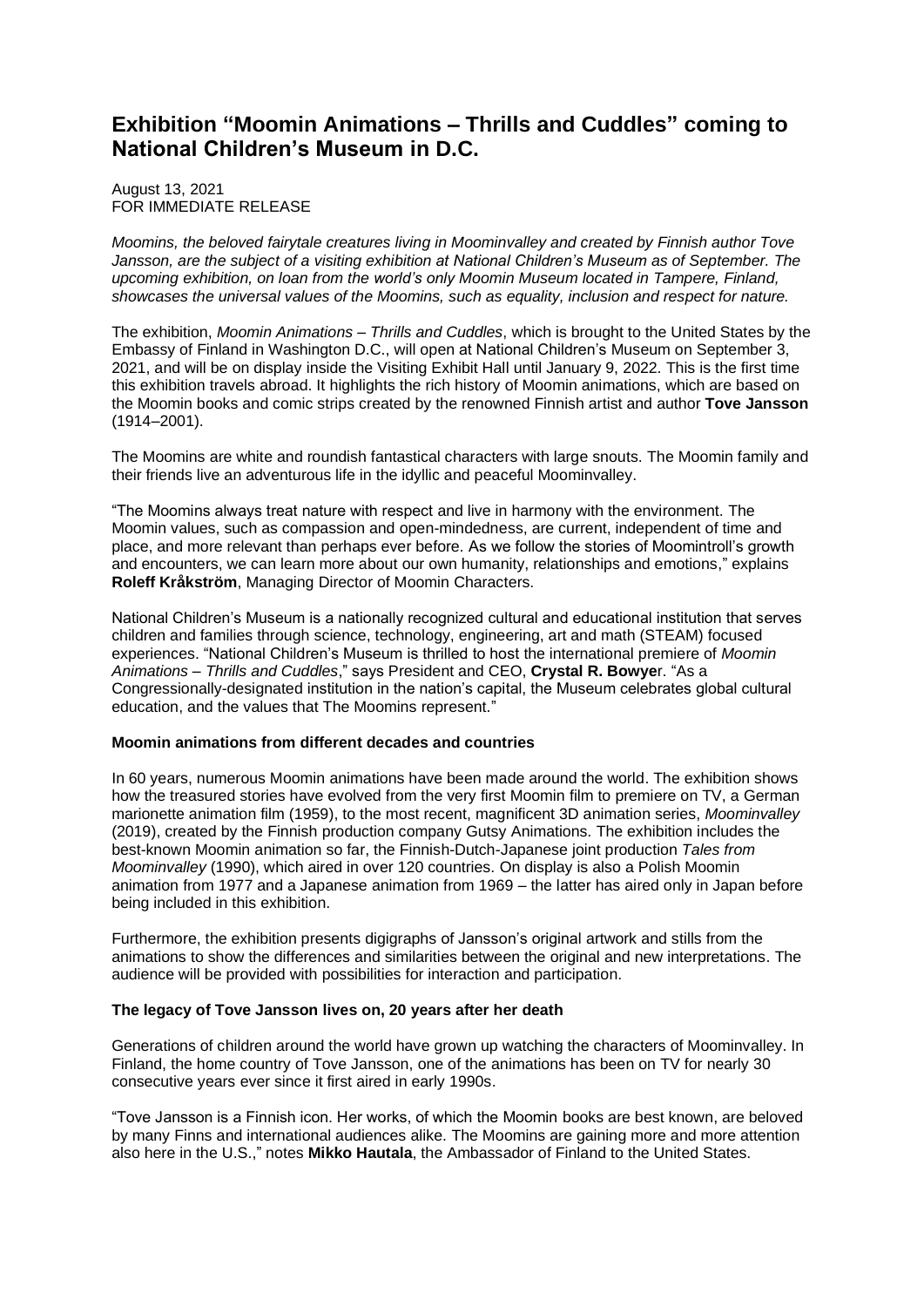# Exhibition "Moomin Animations – Thrills and Cuddles" coming to National Children's Museum in D.C.

August 13, 2021
FOR IMMEDIATE RELEASE

*Moomins, the beloved fairytale creatures living in Moominvalley and created by Finnish author Tove Jansson, are the subject of a visiting exhibition at National Children's Museum as of September. The upcoming exhibition, on loan from the world's only Moomin Museum located in Tampere, Finland, showcases the universal values of the Moomins, such as equality, inclusion and respect for nature.*

The exhibition, *Moomin Animations – Thrills and Cuddles*, which is brought to the United States by the Embassy of Finland in Washington D.C., will open at National Children's Museum on September 3, 2021, and will be on display inside the Visiting Exhibit Hall until January 9, 2022. This is the first time this exhibition travels abroad. It highlights the rich history of Moomin animations, which are based on the Moomin books and comic strips created by the renowned Finnish artist and author **Tove Jansson** (1914–2001).

The Moomins are white and roundish fantastical characters with large snouts. The Moomin family and their friends live an adventurous life in the idyllic and peaceful Moominvalley.

"The Moomins always treat nature with respect and live in harmony with the environment. The Moomin values, such as compassion and open-mindedness, are current, independent of time and place, and more relevant than perhaps ever before. As we follow the stories of Moomintroll's growth and encounters, we can learn more about our own humanity, relationships and emotions," explains **Roleff Kråkström**, Managing Director of Moomin Characters.

National Children's Museum is a nationally recognized cultural and educational institution that serves children and families through science, technology, engineering, art and math (STEAM) focused experiences. "National Children's Museum is thrilled to host the international premiere of *Moomin Animations – Thrills and Cuddles*," says President and CEO, **Crystal R. Bowyer**. "As a Congressionally-designated institution in the nation's capital, the Museum celebrates global cultural education, and the values that The Moomins represent."

**Moomin animations from different decades and countries**

In 60 years, numerous Moomin animations have been made around the world. The exhibition shows how the treasured stories have evolved from the very first Moomin film to premiere on TV, a German marionette animation film (1959), to the most recent, magnificent 3D animation series, *Moominvalley* (2019), created by the Finnish production company Gutsy Animations. The exhibition includes the best-known Moomin animation so far, the Finnish-Dutch-Japanese joint production *Tales from Moominvalley* (1990), which aired in over 120 countries. On display is also a Polish Moomin animation from 1977 and a Japanese animation from 1969 – the latter has aired only in Japan before being included in this exhibition.

Furthermore, the exhibition presents digigraphs of Jansson's original artwork and stills from the animations to show the differences and similarities between the original and new interpretations. The audience will be provided with possibilities for interaction and participation.

**The legacy of Tove Jansson lives on, 20 years after her death**

Generations of children around the world have grown up watching the characters of Moominvalley. In Finland, the home country of Tove Jansson, one of the animations has been on TV for nearly 30 consecutive years ever since it first aired in early 1990s.

"Tove Jansson is a Finnish icon. Her works, of which the Moomin books are best known, are beloved by many Finns and international audiences alike. The Moomins are gaining more and more attention also here in the U.S.," notes **Mikko Hautala**, the Ambassador of Finland to the United States.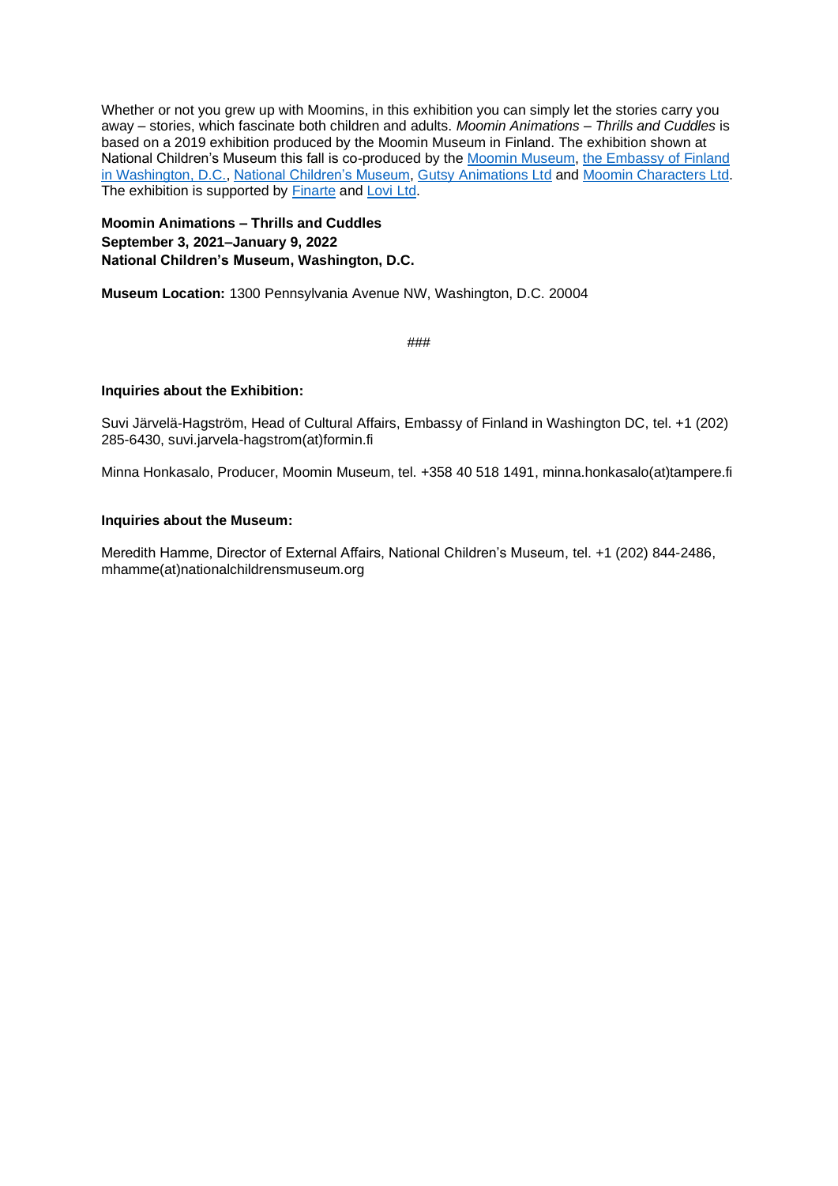Whether or not you grew up with Moomins, in this exhibition you can simply let the stories carry you away – stories, which fascinate both children and adults. *Moomin Animations – Thrills and Cuddles* is based on a 2019 exhibition produced by the Moomin Museum in Finland. The exhibition shown at National Children's Museum this fall is co-produced by the Moomin Museum, the Embassy of Finland in Washington, D.C., National Children's Museum, Gutsy Animations Ltd and Moomin Characters Ltd. The exhibition is supported by Finarte and Lovi Ltd.

**Moomin Animations – Thrills and Cuddles**
**September 3, 2021–January 9, 2022**
**National Children's Museum, Washington, D.C.**

**Museum Location:** 1300 Pennsylvania Avenue NW, Washington, D.C. 20004

###

**Inquiries about the Exhibition:**

Suvi Järvelä-Hagström, Head of Cultural Affairs, Embassy of Finland in Washington DC, tel. +1 (202) 285-6430, suvi.jarvela-hagstrom(at)formin.fi

Minna Honkasalo, Producer, Moomin Museum, tel. +358 40 518 1491, minna.honkasalo(at)tampere.fi

**Inquiries about the Museum:**

Meredith Hamme, Director of External Affairs, National Children's Museum, tel. +1 (202) 844-2486, mhamme(at)nationalchildrensmuseum.org